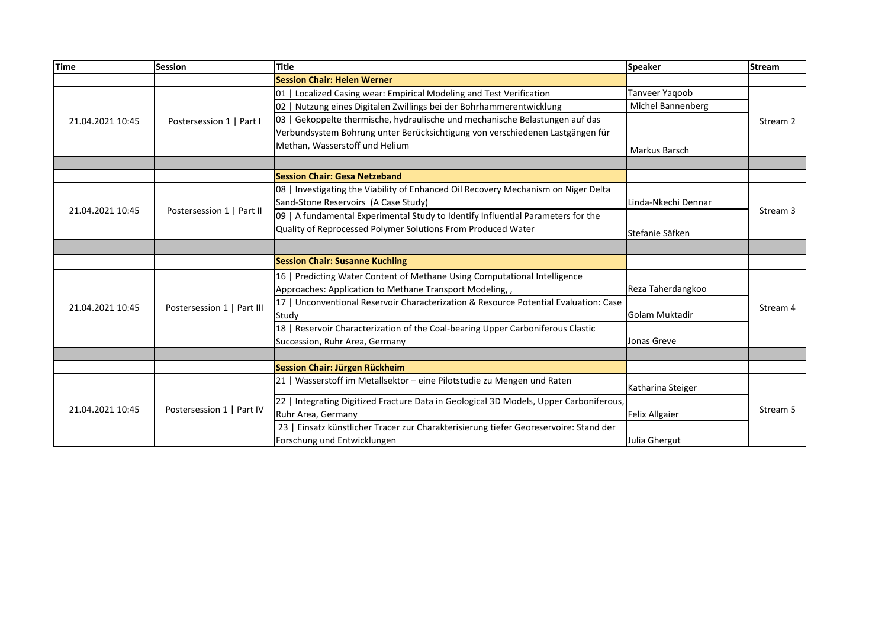| Time | Session | Title | Speaker | Stream |
|---|---|---|---|---|
| | | **Session Chair: Helen Werner** | | |
| 21.04.2021 10:45 | Postersession 1 \| Part I | 01 \| Localized Casing wear: Empirical Modeling and Test Verification | Tanveer Yaqoob | Stream 2 |
| | | 02 \| Nutzung eines Digitalen Zwillings bei der Bohrhammerentwicklung | Michel Bannenberg | |
| | | 03 \| Gekoppelte thermische, hydraulische und mechanische Belastungen auf das Verbundsystem Bohrung unter Berücksichtigung von verschiedenen Lastgängen für Methan, Wasserstoff und Helium | Markus Barsch | |
| | | | | |
| | | **Session Chair: Gesa Netzeband** | | |
| 21.04.2021 10:45 | Postersession 1 \| Part II | 08 \| Investigating the Viability of Enhanced Oil Recovery Mechanism on Niger Delta Sand-Stone Reservoirs (A Case Study) | Linda-Nkechi Dennar | Stream 3 |
| | | 09 \| A fundamental Experimental Study to Identify Influential Parameters for the Quality of Reprocessed Polymer Solutions From Produced Water | Stefanie Säfken | |
| | | | | |
| | | **Session Chair: Susanne Kuchling** | | |
| 21.04.2021 10:45 | Postersession 1 \| Part III | 16 \| Predicting Water Content of Methane Using Computational Intelligence Approaches: Application to Methane Transport Modeling, , | Reza Taherdangkoo | Stream 4 |
| | | 17 \| Unconventional Reservoir Characterization & Resource Potential Evaluation: Case Study | Golam Muktadir | |
| | | 18 \| Reservoir Characterization of the Coal-bearing Upper Carboniferous Clastic Succession, Ruhr Area, Germany | Jonas Greve | |
| | | | | |
| | | **Session Chair: Jürgen Rückheim** | | |
| 21.04.2021 10:45 | Postersession 1 \| Part IV | 21 \| Wasserstoff im Metallsektor – eine Pilotstudie zu Mengen und Raten | Katharina Steiger | Stream 5 |
| | | 22 \| Integrating Digitized Fracture Data in Geological 3D Models, Upper Carboniferous, Ruhr Area, Germany | Felix Allgaier | |
| | | 23 \| Einsatz künstlicher Tracer zur Charakterisierung tiefer Georeservoire: Stand der Forschung und Entwicklungen | Julia Ghergut | |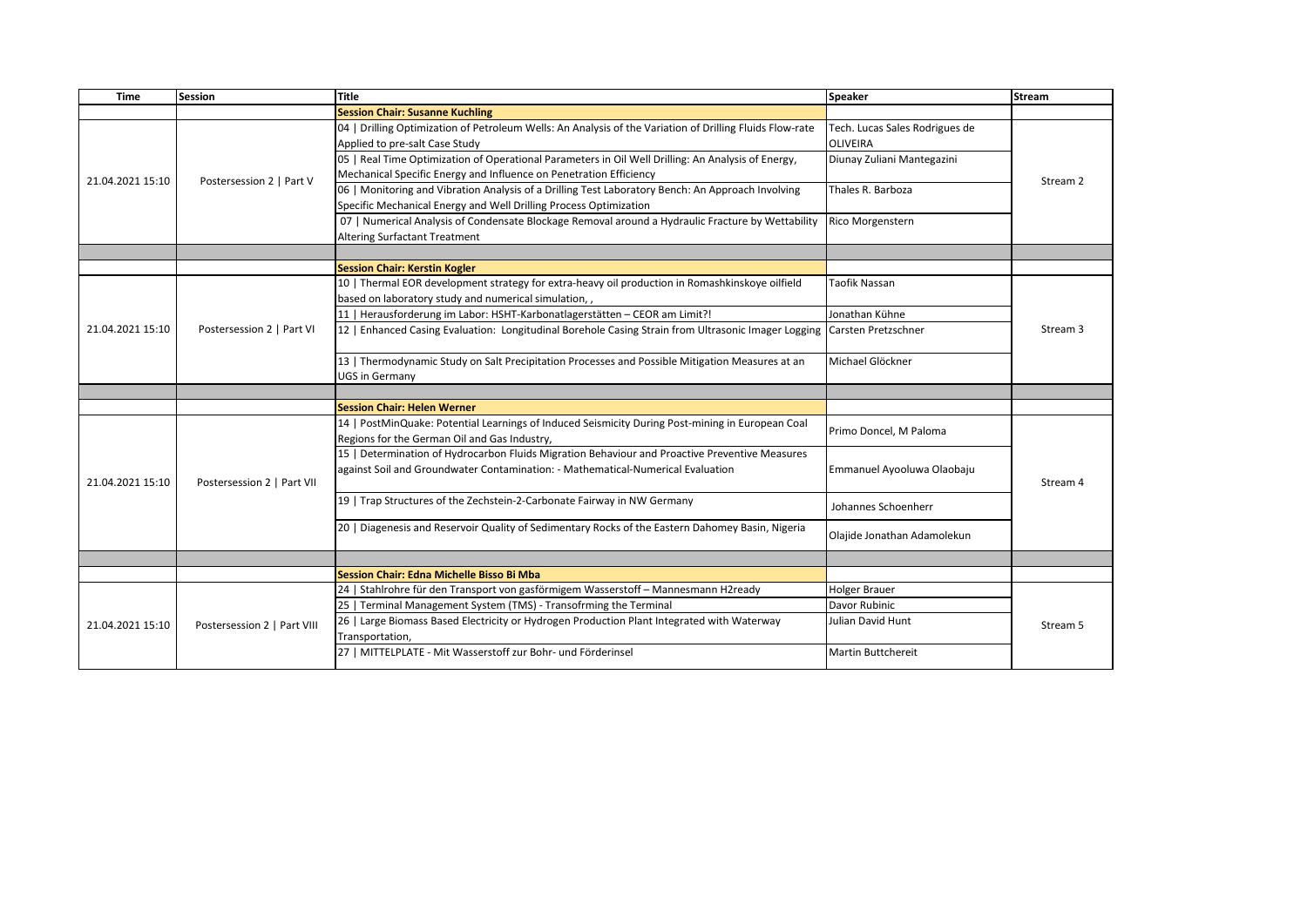| Time | Session | Title | Speaker | Stream |
|---|---|---|---|---|
| | | **Session Chair: Susanne Kuchling** | | |
| 21.04.2021 15:10 | Postersession 2 \| Part V | 04 \| Drilling Optimization of Petroleum Wells: An Analysis of the Variation of Drilling Fluids Flow-rate Applied to pre-salt Case Study | Tech. Lucas Sales Rodrigues de OLIVEIRA | Stream 2 |
| | | 05 \| Real Time Optimization of Operational Parameters in Oil Well Drilling: An Analysis of Energy, Mechanical Specific Energy and Influence on Penetration Efficiency | Diunay Zuliani Mantegazini | |
| | | 06 \| Monitoring and Vibration Analysis of a Drilling Test Laboratory Bench: An Approach Involving Specific Mechanical Energy and Well Drilling Process Optimization | Thales R. Barboza | |
| | | 07 \| Numerical Analysis of Condensate Blockage Removal around a Hydraulic Fracture by Wettability Altering Surfactant Treatment | Rico Morgenstern | |
| | | | | |
| | | **Session Chair: Kerstin Kogler** | | |
| 21.04.2021 15:10 | Postersession 2 \| Part VI | 10 \| Thermal EOR development strategy for extra-heavy oil production in Romashkinskoye oilfield based on laboratory study and numerical simulation, , | Taofik Nassan | Stream 3 |
| | | 11 \| Herausforderung im Labor: HSHT-Karbonatlagerstätten – CEOR am Limit?! | Jonathan Kühne | |
| | | 12 \| Enhanced Casing Evaluation: Longitudinal Borehole Casing Strain from Ultrasonic Imager Logging | Carsten Pretzschner | |
| | | 13 \| Thermodynamic Study on Salt Precipitation Processes and Possible Mitigation Measures at an UGS in Germany | Michael Glöckner | |
| | | | | |
| | | **Session Chair: Helen Werner** | | |
| 21.04.2021 15:10 | Postersession 2 \| Part VII | 14 \| PostMinQuake: Potential Learnings of Induced Seismicity During Post-mining in European Coal Regions for the German Oil and Gas Industry, | Primo Doncel, M Paloma | Stream 4 |
| | | 15 \| Determination of Hydrocarbon Fluids Migration Behaviour and Proactive Preventive Measures against Soil and Groundwater Contamination: - Mathematical-Numerical Evaluation | Emmanuel Ayooluwa Olaobaju | |
| | | 19 \| Trap Structures of the Zechstein-2-Carbonate Fairway in NW Germany | Johannes Schoenherr | |
| | | 20 \| Diagenesis and Reservoir Quality of Sedimentary Rocks of the Eastern Dahomey Basin, Nigeria | Olajide Jonathan Adamolekun | |
| | | | | |
| | | **Session Chair: Edna Michelle Bisso Bi Mba** | | |
| 21.04.2021 15:10 | Postersession 2 \| Part VIII | 24 \| Stahlrohre für den Transport von gasförmigem Wasserstoff – Mannesmann H2ready | Holger Brauer | Stream 5 |
| | | 25 \| Terminal Management System (TMS) - Transofrming the Terminal | Davor Rubinic | |
| | | 26 \| Large Biomass Based Electricity or Hydrogen Production Plant Integrated with Waterway Transportation, | Julian David Hunt | |
| | | 27 \| MITTELPLATE - Mit Wasserstoff zur Bohr- und Förderinsel | Martin Buttchereit | |